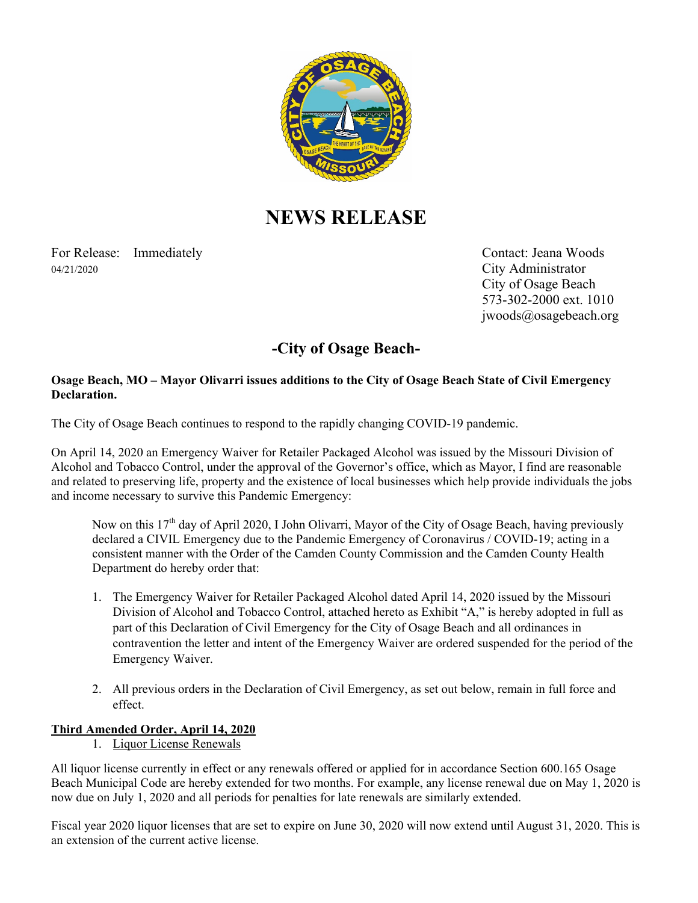# NEWS RELEASE

For Release: Immediately
04/21/2020

Contact: Jeana Woods
City Administrator
City of Osage Beach
573-302-2000 ext. 1010
jwoods@osagebeach.org

## -City of Osage Beach-

**Osage Beach, MO – Mayor Olivarri issues additions to the City of Osage Beach State of Civil Emergency Declaration.**

The City of Osage Beach continues to respond to the rapidly changing COVID-19 pandemic.

On April 14, 2020 an Emergency Waiver for Retailer Packaged Alcohol was issued by the Missouri Division of Alcohol and Tobacco Control, under the approval of the Governor's office, which as Mayor, I find are reasonable and related to preserving life, property and the existence of local businesses which help provide individuals the jobs and income necessary to survive this Pandemic Emergency:

> Now on this 17th day of April 2020, I John Olivarri, Mayor of the City of Osage Beach, having previously declared a CIVIL Emergency due to the Pandemic Emergency of Coronavirus / COVID-19; acting in a consistent manner with the Order of the Camden County Commission and the Camden County Health Department do hereby order that:

1. The Emergency Waiver for Retailer Packaged Alcohol dated April 14, 2020 issued by the Missouri Division of Alcohol and Tobacco Control, attached hereto as Exhibit "A," is hereby adopted in full as part of this Declaration of Civil Emergency for the City of Osage Beach and all ordinances in contravention the letter and intent of the Emergency Waiver are ordered suspended for the period of the Emergency Waiver.

2. All previous orders in the Declaration of Civil Emergency, as set out below, remain in full force and effect.

**Third Amended Order, April 14, 2020**

1. Liquor License Renewals

All liquor license currently in effect or any renewals offered or applied for in accordance Section 600.165 Osage Beach Municipal Code are hereby extended for two months. For example, any license renewal due on May 1, 2020 is now due on July 1, 2020 and all periods for penalties for late renewals are similarly extended.

Fiscal year 2020 liquor licenses that are set to expire on June 30, 2020 will now extend until August 31, 2020. This is an extension of the current active license.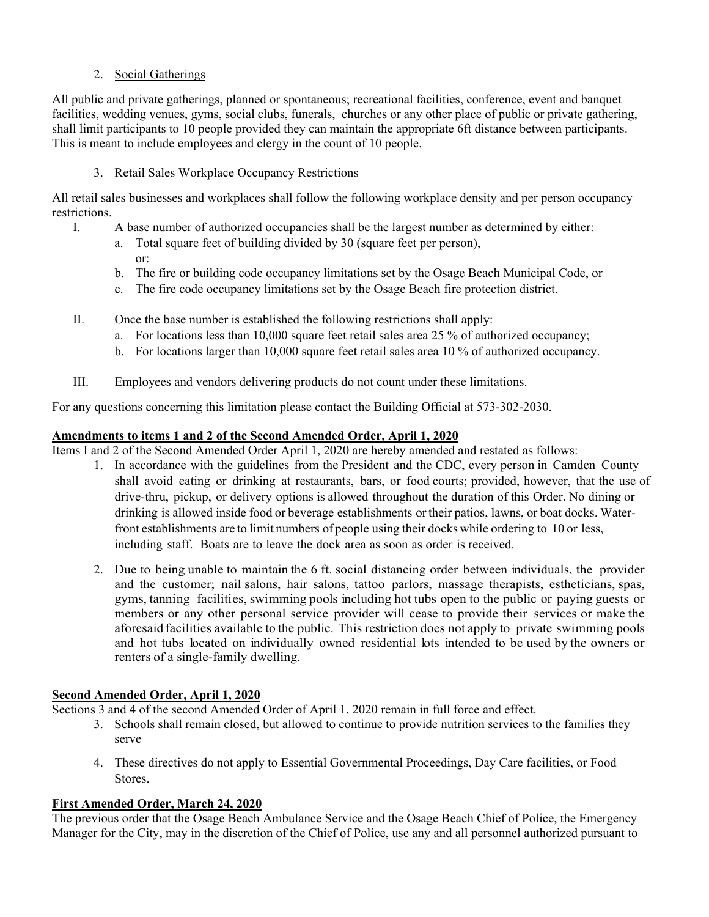2. Social Gatherings

All public and private gatherings, planned or spontaneous; recreational facilities, conference, event and banquet facilities, wedding venues, gyms, social clubs, funerals, churches or any other place of public or private gathering, shall limit participants to 10 people provided they can maintain the appropriate 6ft distance between participants. This is meant to include employees and clergy in the count of 10 people.

3. Retail Sales Workplace Occupancy Restrictions

All retail sales businesses and workplaces shall follow the following workplace density and per person occupancy restrictions.

I. A base number of authorized occupancies shall be the largest number as determined by either:
   a. Total square feet of building divided by 30 (square feet per person), or:
   b. The fire or building code occupancy limitations set by the Osage Beach Municipal Code, or
   c. The fire code occupancy limitations set by the Osage Beach fire protection district.

II. Once the base number is established the following restrictions shall apply:
   a. For locations less than 10,000 square feet retail sales area 25 % of authorized occupancy;
   b. For locations larger than 10,000 square feet retail sales area 10 % of authorized occupancy.

III. Employees and vendors delivering products do not count under these limitations.

For any questions concerning this limitation please contact the Building Official at 573-302-2030.

**Amendments to items 1 and 2 of the Second Amended Order, April 1, 2020**

Items I and 2 of the Second Amended Order April 1, 2020 are hereby amended and restated as follows:

1. In accordance with the guidelines from the President and the CDC, every person in Camden County shall avoid eating or drinking at restaurants, bars, or food courts; provided, however, that the use of drive-thru, pickup, or delivery options is allowed throughout the duration of this Order. No dining or drinking is allowed inside food or beverage establishments or their patios, lawns, or boat docks. Water-front establishments are to limit numbers of people using their docks while ordering to 10 or less, including staff. Boats are to leave the dock area as soon as order is received.

2. Due to being unable to maintain the 6 ft. social distancing order between individuals, the provider and the customer; nail salons, hair salons, tattoo parlors, massage therapists, estheticians, spas, gyms, tanning facilities, swimming pools including hot tubs open to the public or paying guests or members or any other personal service provider will cease to provide their services or make the aforesaid facilities available to the public. This restriction does not apply to private swimming pools and hot tubs located on individually owned residential lots intended to be used by the owners or renters of a single-family dwelling.

**Second Amended Order, April 1, 2020**

Sections 3 and 4 of the second Amended Order of April 1, 2020 remain in full force and effect.

3. Schools shall remain closed, but allowed to continue to provide nutrition services to the families they serve

4. These directives do not apply to Essential Governmental Proceedings, Day Care facilities, or Food Stores.

**First Amended Order, March 24, 2020**

The previous order that the Osage Beach Ambulance Service and the Osage Beach Chief of Police, the Emergency Manager for the City, may in the discretion of the Chief of Police, use any and all personnel authorized pursuant to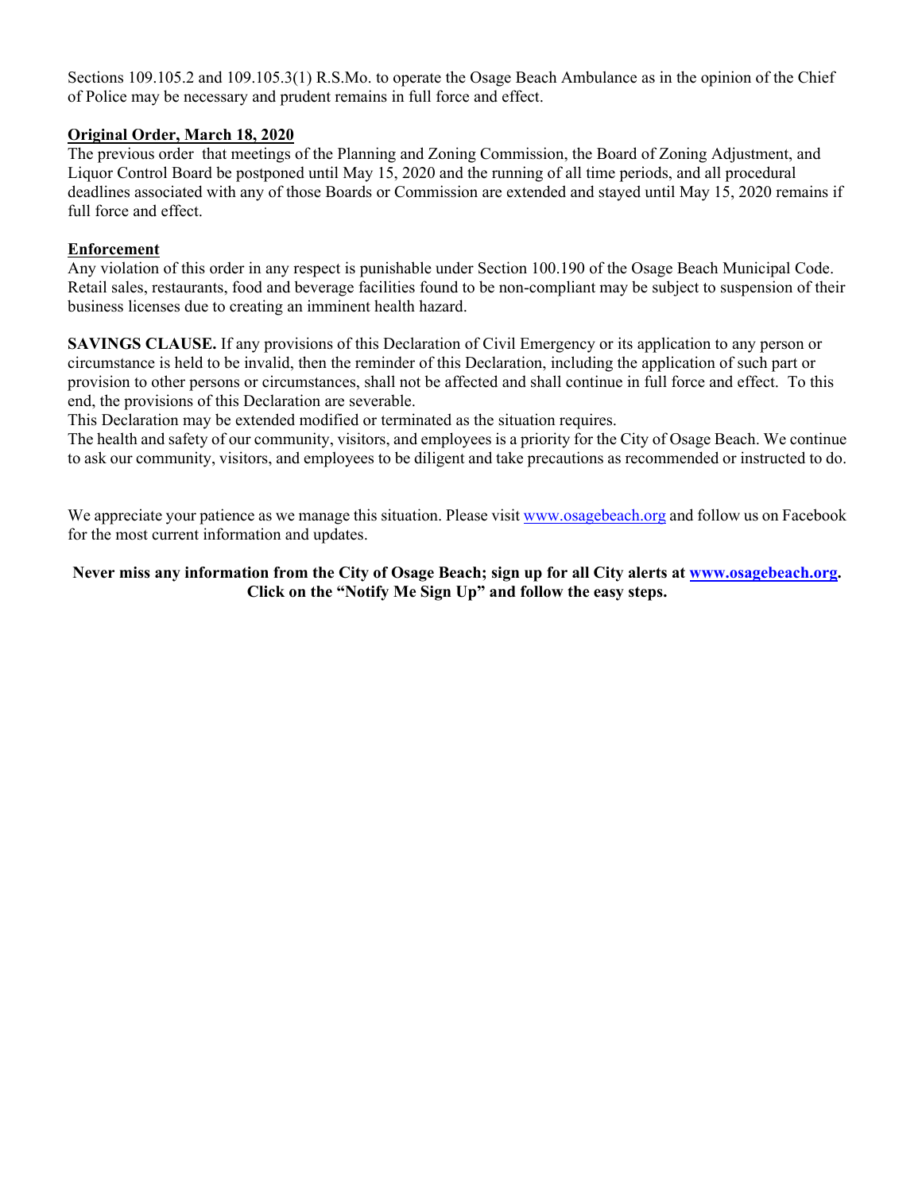Sections 109.105.2 and 109.105.3(1) R.S.Mo. to operate the Osage Beach Ambulance as in the opinion of the Chief of Police may be necessary and prudent remains in full force and effect.

**Original Order, March 18, 2020**

The previous order that meetings of the Planning and Zoning Commission, the Board of Zoning Adjustment, and Liquor Control Board be postponed until May 15, 2020 and the running of all time periods, and all procedural deadlines associated with any of those Boards or Commission are extended and stayed until May 15, 2020 remains if full force and effect.

**Enforcement**

Any violation of this order in any respect is punishable under Section 100.190 of the Osage Beach Municipal Code. Retail sales, restaurants, food and beverage facilities found to be non-compliant may be subject to suspension of their business licenses due to creating an imminent health hazard.

**SAVINGS CLAUSE.** If any provisions of this Declaration of Civil Emergency or its application to any person or circumstance is held to be invalid, then the reminder of this Declaration, including the application of such part or provision to other persons or circumstances, shall not be affected and shall continue in full force and effect. To this end, the provisions of this Declaration are severable.

This Declaration may be extended modified or terminated as the situation requires.

The health and safety of our community, visitors, and employees is a priority for the City of Osage Beach. We continue to ask our community, visitors, and employees to be diligent and take precautions as recommended or instructed to do.

We appreciate your patience as we manage this situation. Please visit www.osagebeach.org and follow us on Facebook for the most current information and updates.

**Never miss any information from the City of Osage Beach; sign up for all City alerts at www.osagebeach.org. Click on the "Notify Me Sign Up" and follow the easy steps.**